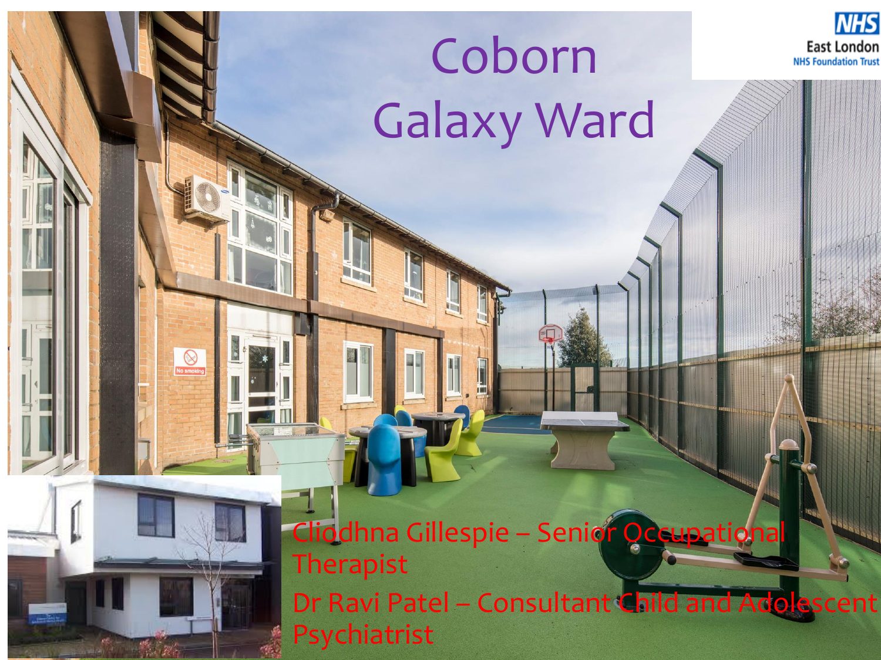NHS East London NHS Foundation Trust

# Coborn Galaxy Ward

Cliodhna Gillespie – Senior Occupational Therapist

Dr Ravi Patel – Consultant Child and Adolescent Psychiatrist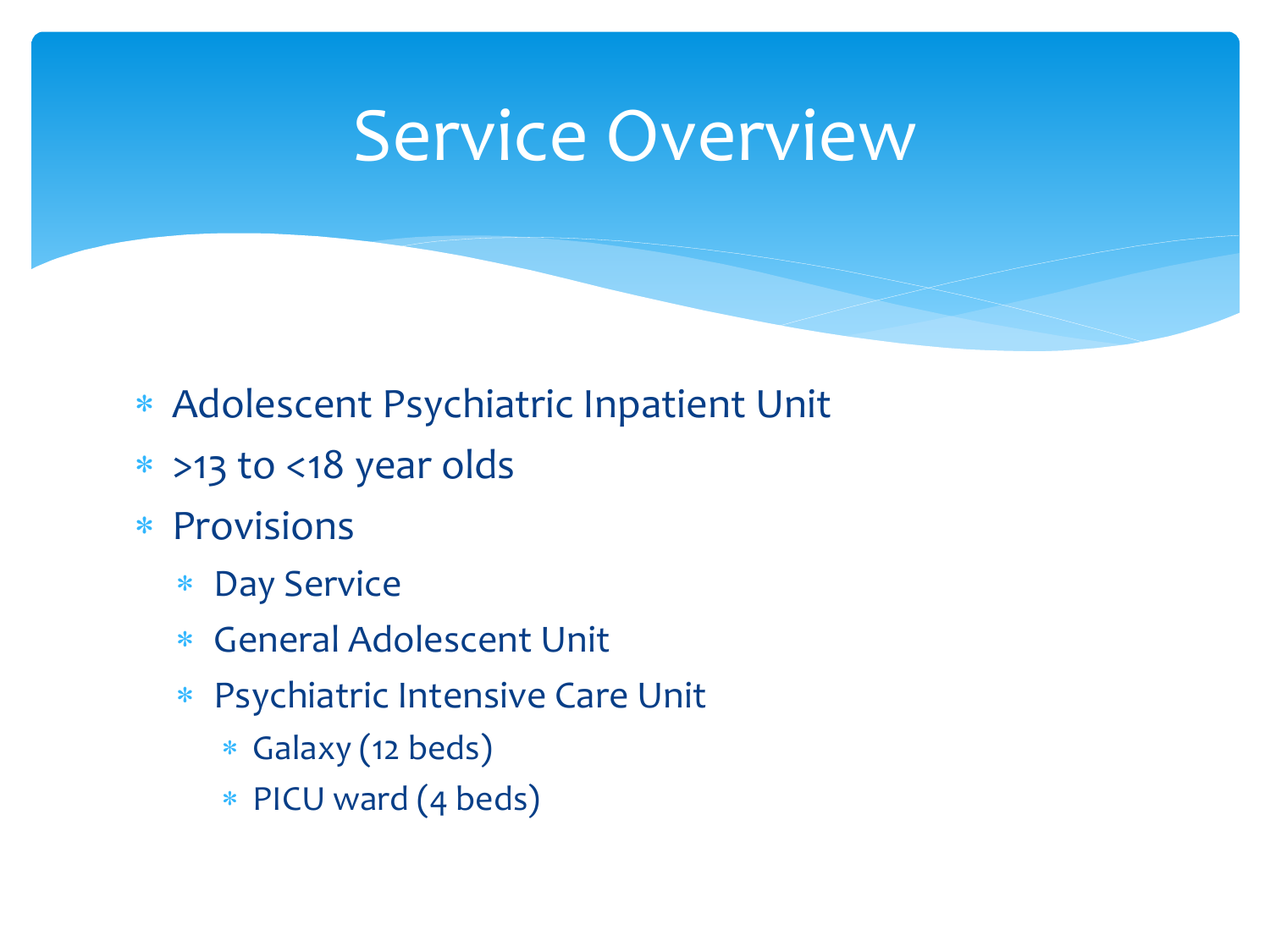# Service Overview

- Adolescent Psychiatric Inpatient Unit
- >13 to <18 year olds
- Provisions
  - Day Service
  - General Adolescent Unit
  - Psychiatric Intensive Care Unit
    - Galaxy (12 beds)
    - PICU ward (4 beds)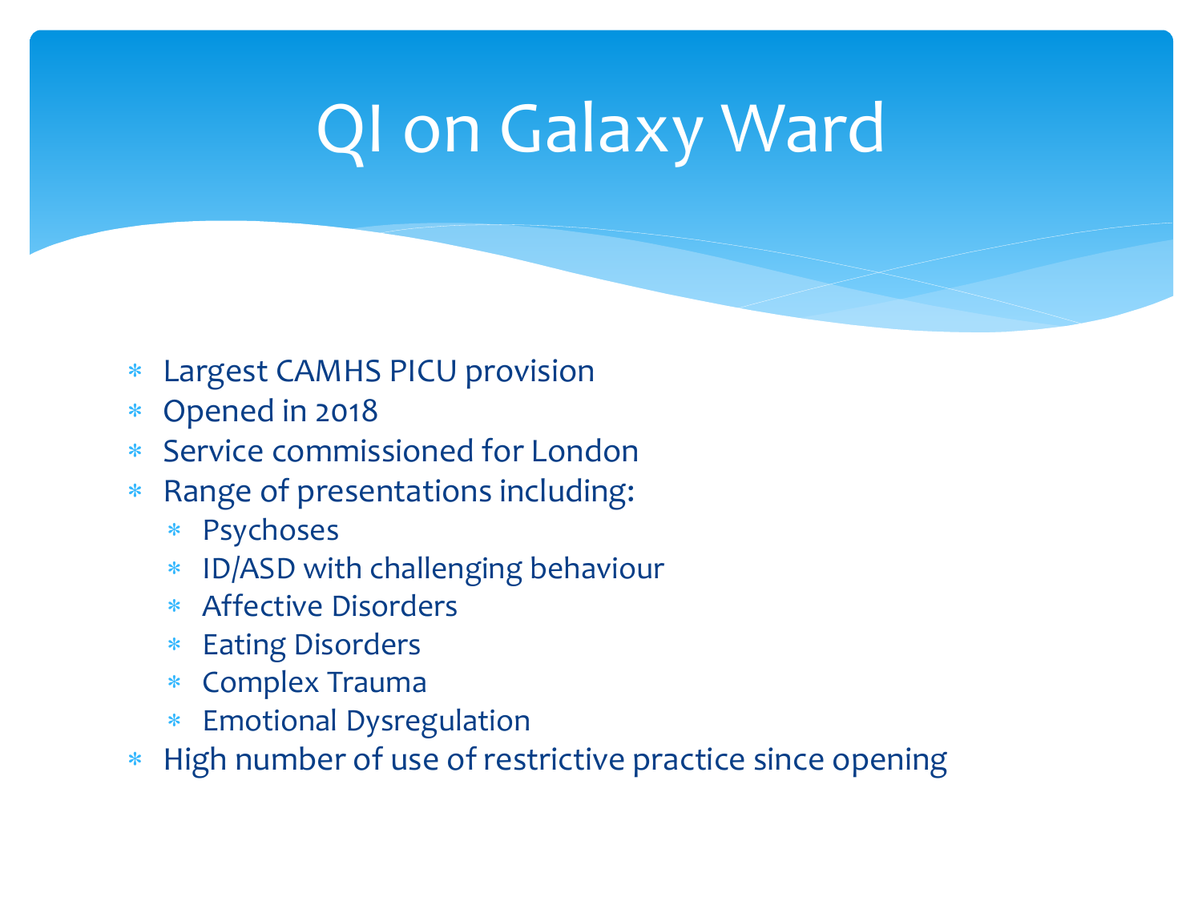# QI on Galaxy Ward

- Largest CAMHS PICU provision
- Opened in 2018
- Service commissioned for London
- Range of presentations including:
  - Psychoses
  - ID/ASD with challenging behaviour
  - Affective Disorders
  - Eating Disorders
  - Complex Trauma
  - Emotional Dysregulation
- High number of use of restrictive practice since opening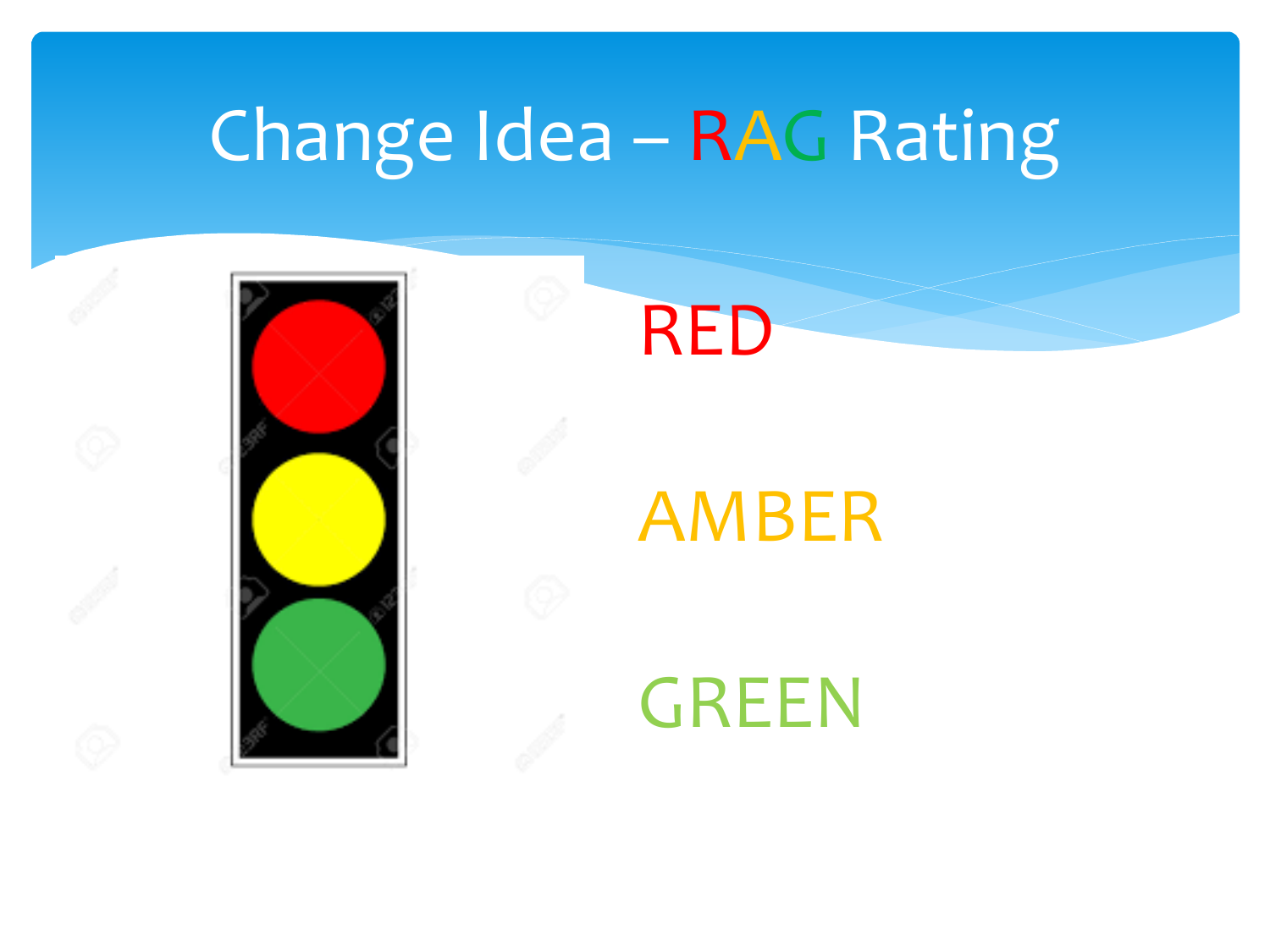# Change Idea – RAG Rating

RED

AMBER

GREEN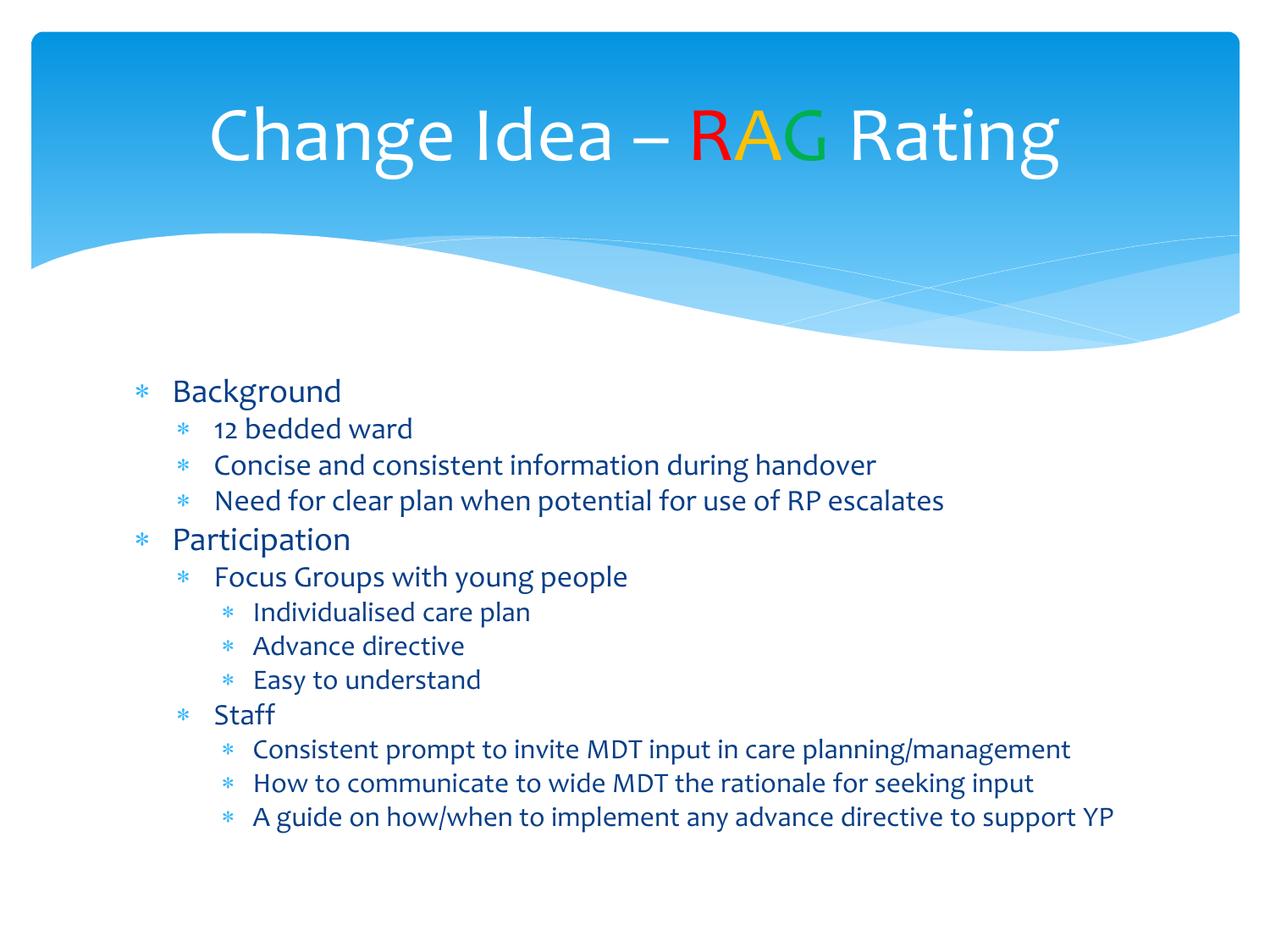# Change Idea – RAG Rating

- Background
  - 12 bedded ward
  - Concise and consistent information during handover
  - Need for clear plan when potential for use of RP escalates
- Participation
  - Focus Groups with young people
    - Individualised care plan
    - Advance directive
    - Easy to understand
  - Staff
    - Consistent prompt to invite MDT input in care planning/management
    - How to communicate to wide MDT the rationale for seeking input
    - A guide on how/when to implement any advance directive to support YP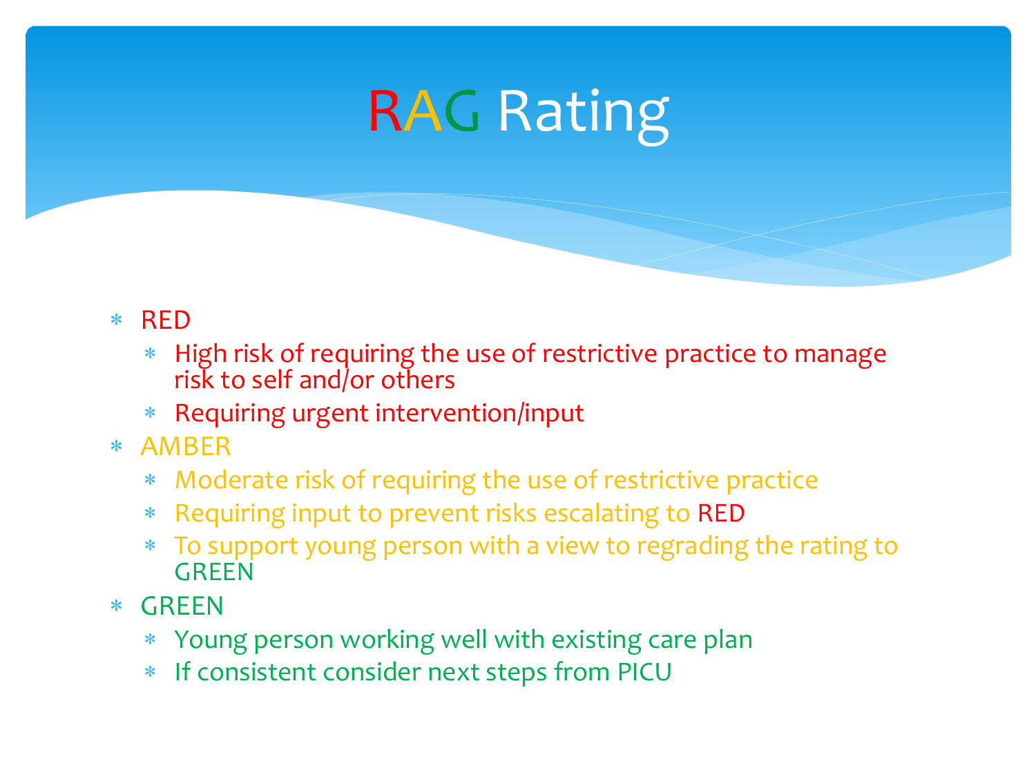# RAG Rating

- RED
  - High risk of requiring the use of restrictive practice to manage risk to self and/or others
  - Requiring urgent intervention/input
- AMBER
  - Moderate risk of requiring the use of restrictive practice
  - Requiring input to prevent risks escalating to RED
  - To support young person with a view to regrading the rating to GREEN
- GREEN
  - Young person working well with existing care plan
  - If consistent consider next steps from PICU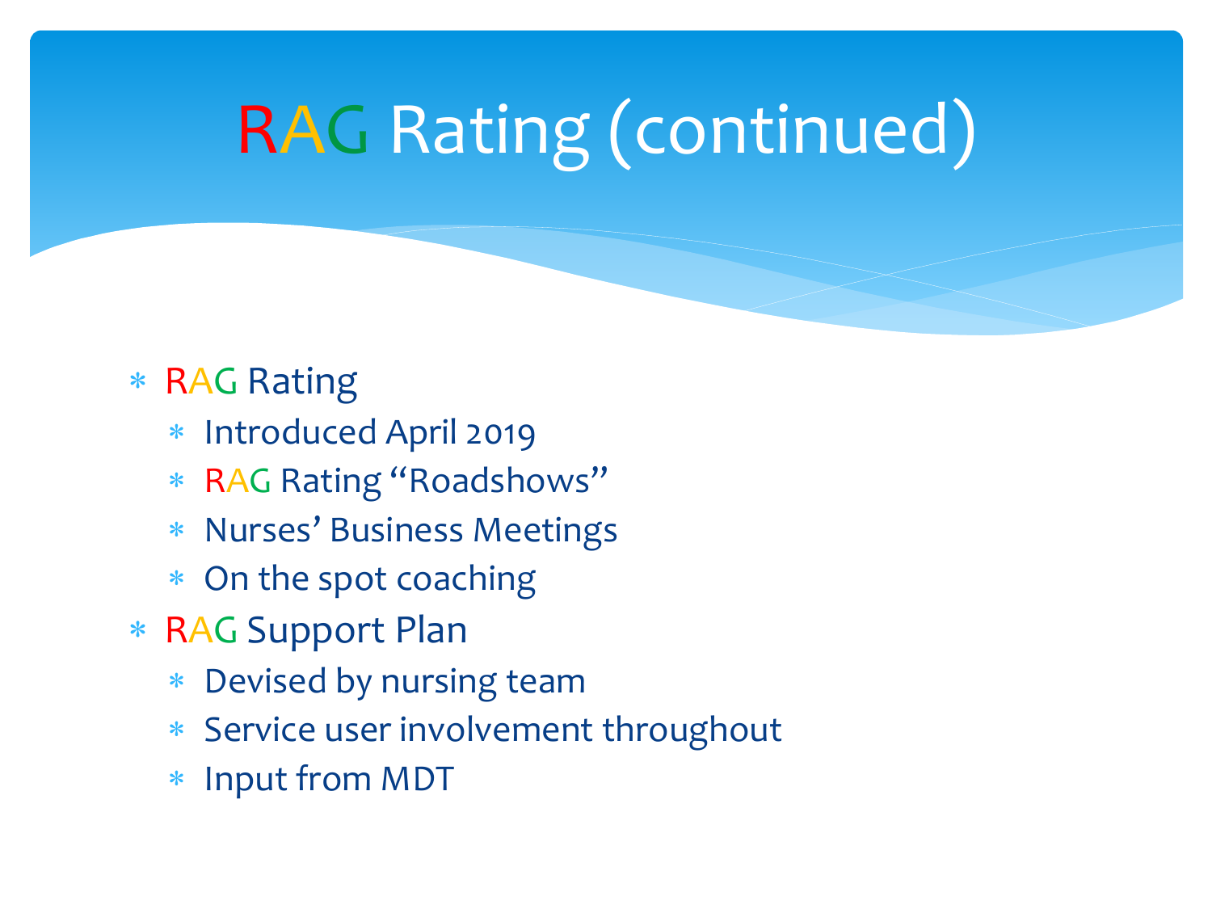# RAG Rating (continued)

- RAG Rating
  - Introduced April 2019
  - RAG Rating "Roadshows"
  - Nurses' Business Meetings
  - On the spot coaching
- RAG Support Plan
  - Devised by nursing team
  - Service user involvement throughout
  - Input from MDT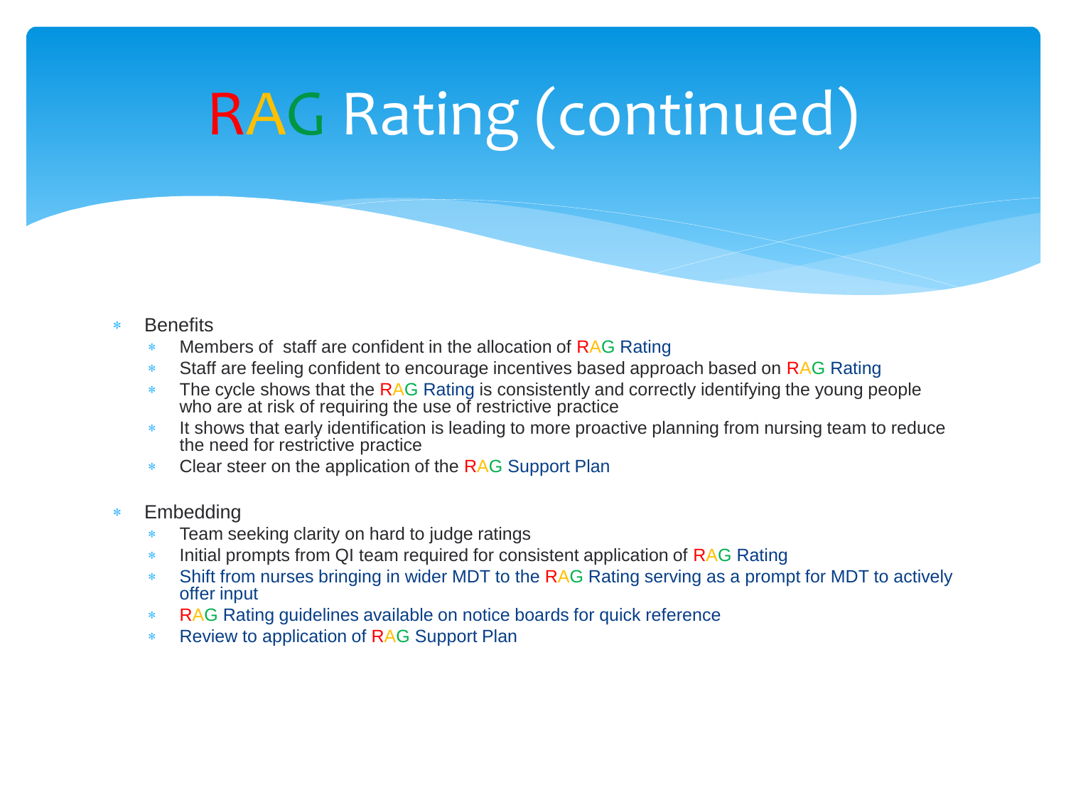# RAG Rating (continued)

- Benefits
  - Members of  staff are confident in the allocation of RAG Rating
  - Staff are feeling confident to encourage incentives based approach based on RAG Rating
  - The cycle shows that the RAG Rating is consistently and correctly identifying the young people who are at risk of requiring the use of restrictive practice
  - It shows that early identification is leading to more proactive planning from nursing team to reduce the need for restrictive practice
  - Clear steer on the application of the RAG Support Plan

- Embedding
  - Team seeking clarity on hard to judge ratings
  - Initial prompts from QI team required for consistent application of RAG Rating
  - Shift from nurses bringing in wider MDT to the RAG Rating serving as a prompt for MDT to actively offer input
  - RAG Rating guidelines available on notice boards for quick reference
  - Review to application of RAG Support Plan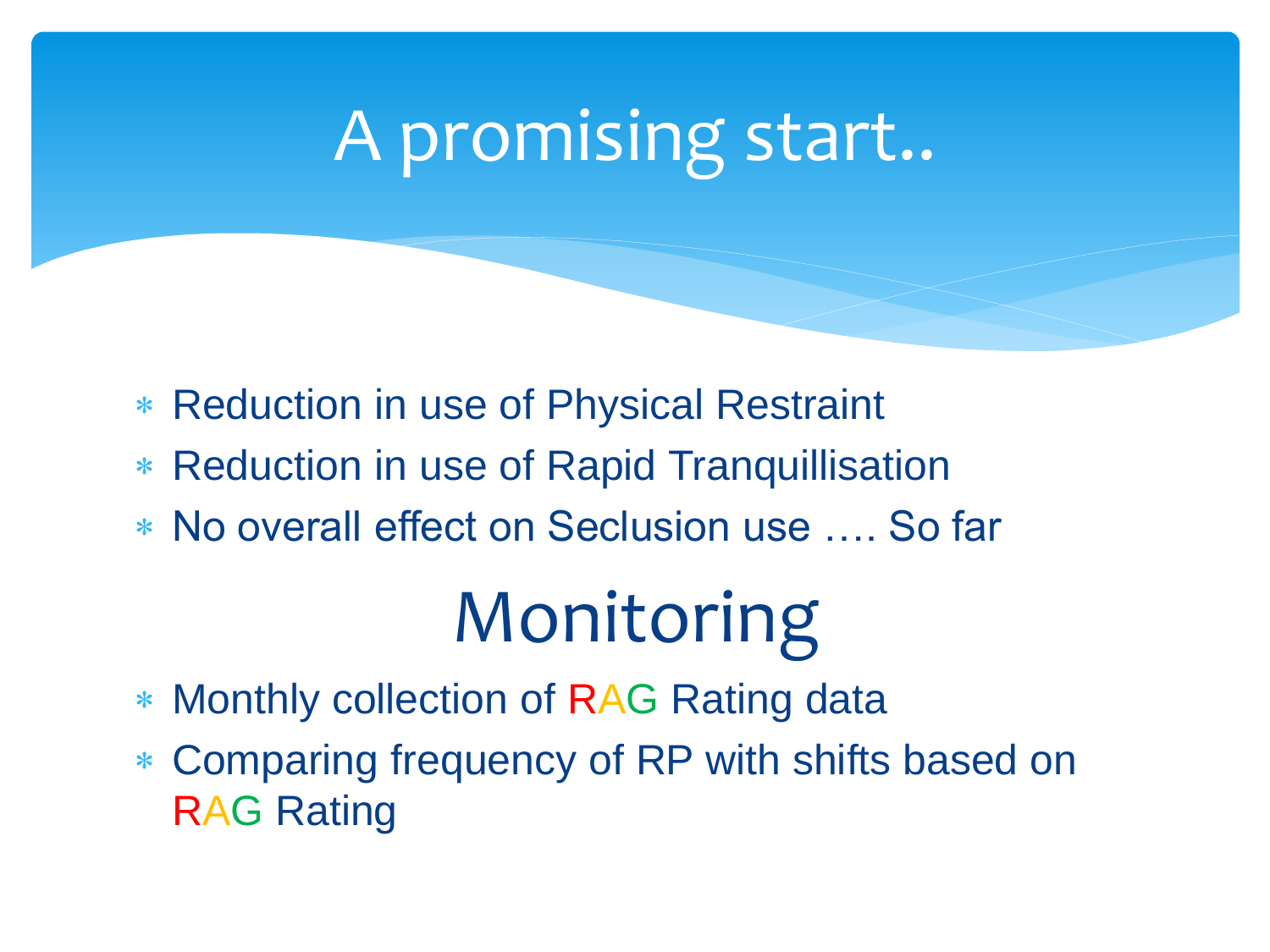# A promising start..

- Reduction in use of Physical Restraint
- Reduction in use of Rapid Tranquillisation
- No overall effect on Seclusion use …. So far

## Monitoring

- Monthly collection of RAG Rating data
- Comparing frequency of RP with shifts based on RAG Rating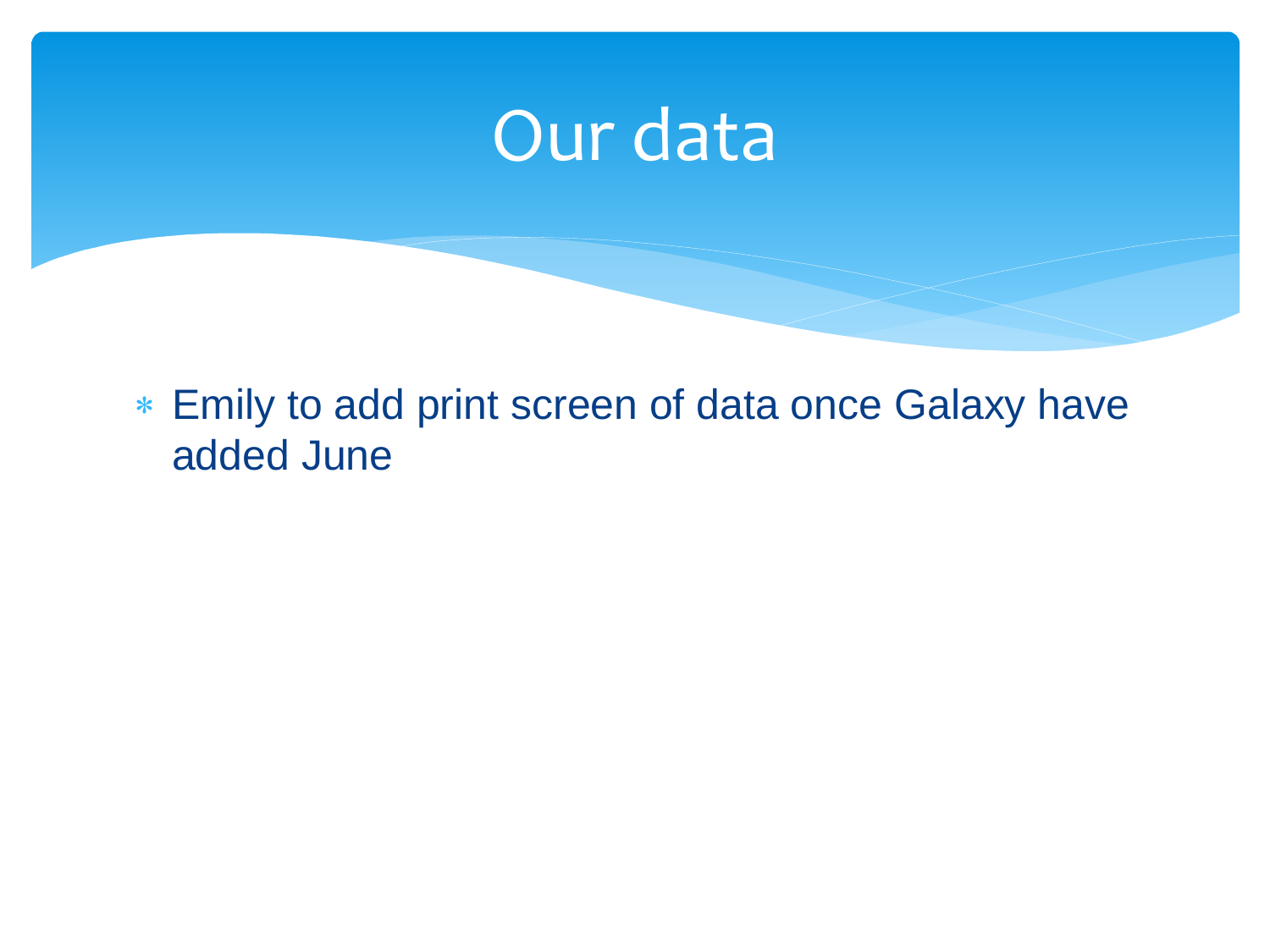# Our data

- Emily to add print screen of data once Galaxy have added June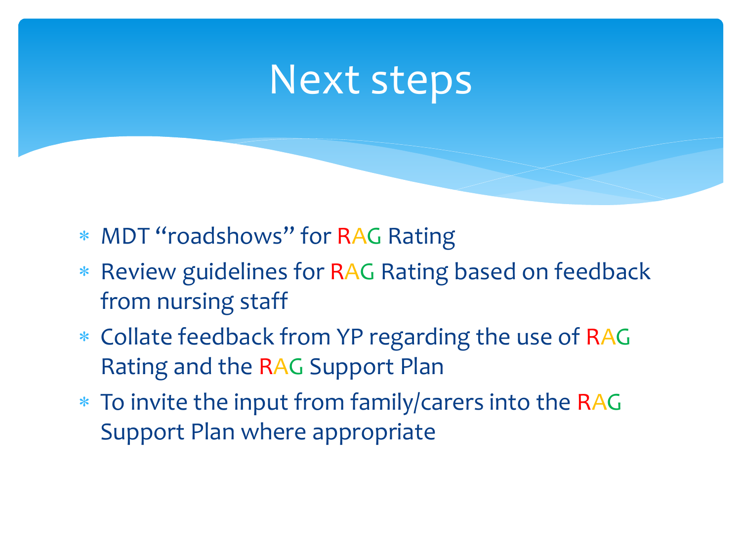# Next steps

* MDT “roadshows” for RAG Rating
* Review guidelines for RAG Rating based on feedback from nursing staff
* Collate feedback from YP regarding the use of RAG Rating and the RAG Support Plan
* To invite the input from family/carers into the RAG Support Plan where appropriate